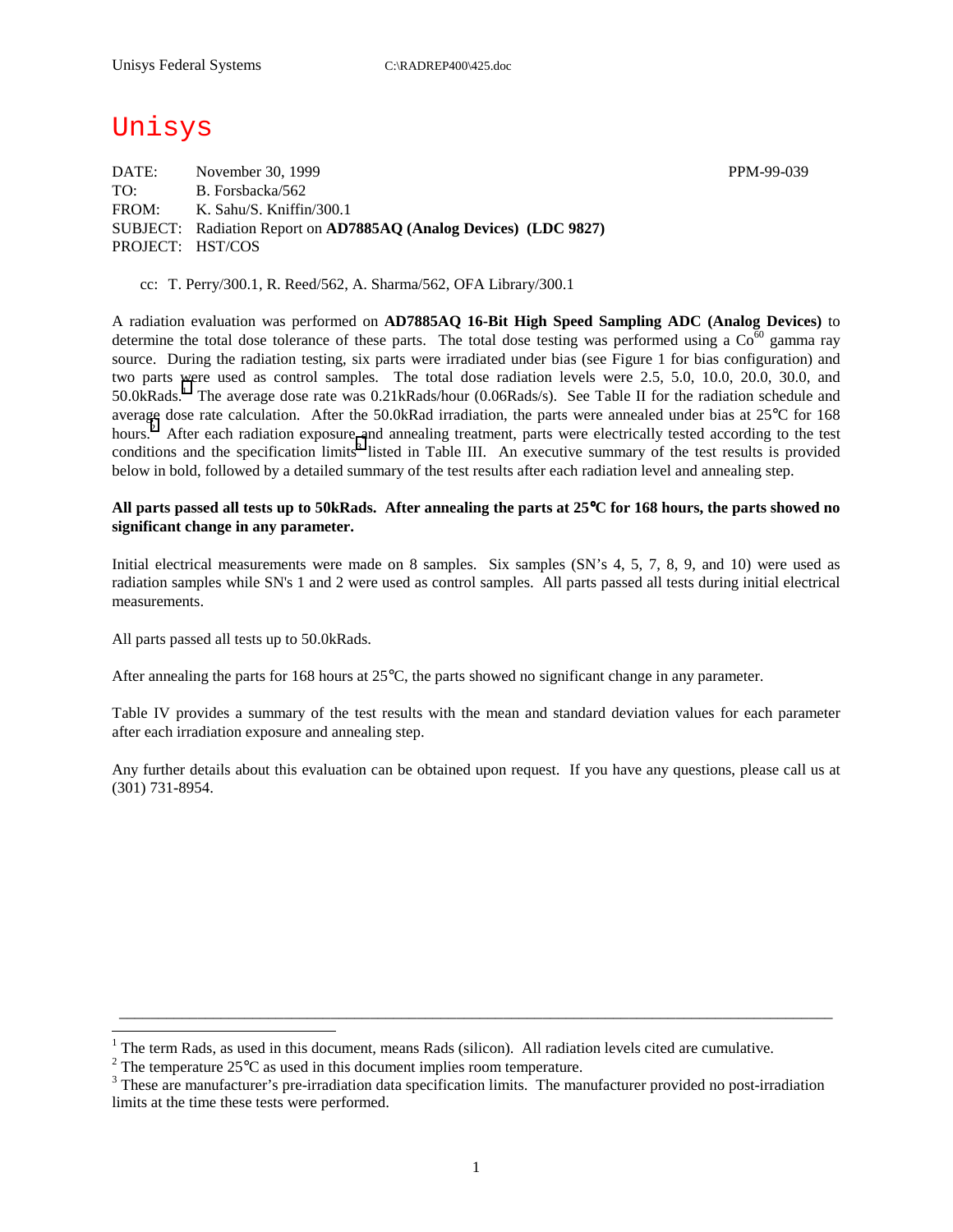Unisys Federal Systems C:\RADREP400\425.doc

# Unisys

DATE: November 30, 1999 PPM-99-039

TO: B. Forsbacka/562

FROM: K. Sahu/S. Kniffin/300.1

SUBJECT: Radiation Report on **AD7885AQ (Analog Devices) (LDC 9827)**

PROJECT: HST/COS

cc: T. Perry/300.1, R. Reed/562, A. Sharma/562, OFA Library/300.1

A radiation evaluation was performed on **AD7885AQ 16-Bit High Speed Sampling ADC (Analog Devices)** to determine the total dose tolerance of these parts. The total dose testing was performed using a $Co^{60}$ gamma ray source. During the radiation testing, six parts were irradiated under bias (see Figure 1 for bias configuration) and two parts were used as control samples. The total dose radiation levels were 2.5, 5.0, 10.0, 20.0, 30.0, and 50.0kRads.[1] The average dose rate was 0.21kRads/hour (0.06Rads/s). See Table II for the radiation schedule and average dose rate calculation. After the 50.0kRad irradiation, the parts were annealed under bias at 25°C for 168 hours.[2] After each radiation exposure and annealing treatment, parts were electrically tested according to the test conditions and the specification limits[3] listed in Table III. An executive summary of the test results is provided below in bold, followed by a detailed summary of the test results after each radiation level and annealing step.

**All parts passed all tests up to 50kRads. After annealing the parts at 25°C for 168 hours, the parts showed no significant change in any parameter.**

Initial electrical measurements were made on 8 samples. Six samples (SN's 4, 5, 7, 8, 9, and 10) were used as radiation samples while SN's 1 and 2 were used as control samples. All parts passed all tests during initial electrical measurements.

All parts passed all tests up to 50.0kRads.

After annealing the parts for 168 hours at 25°C, the parts showed no significant change in any parameter.

Table IV provides a summary of the test results with the mean and standard deviation values for each parameter after each irradiation exposure and annealing step.

Any further details about this evaluation can be obtained upon request. If you have any questions, please call us at (301) 731-8954.

---

[1] The term Rads, as used in this document, means Rads (silicon). All radiation levels cited are cumulative.

[2] The temperature 25°C as used in this document implies room temperature.

[3] These are manufacturer's pre-irradiation data specification limits. The manufacturer provided no post-irradiation limits at the time these tests were performed.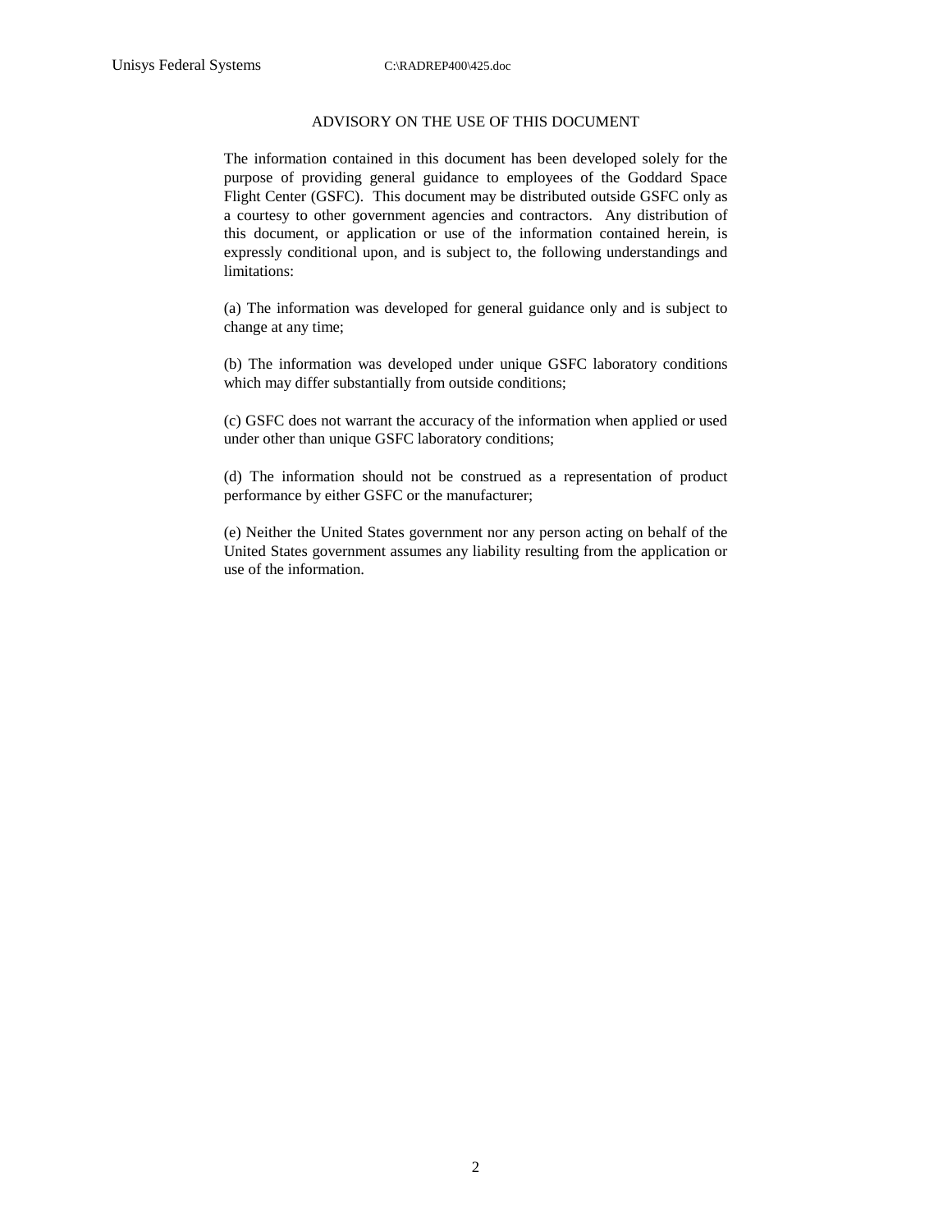# ADVISORY ON THE USE OF THIS DOCUMENT

The information contained in this document has been developed solely for the purpose of providing general guidance to employees of the Goddard Space Flight Center (GSFC). This document may be distributed outside GSFC only as a courtesy to other government agencies and contractors. Any distribution of this document, or application or use of the information contained herein, is expressly conditional upon, and is subject to, the following understandings and limitations:

(a) The information was developed for general guidance only and is subject to change at any time;

(b) The information was developed under unique GSFC laboratory conditions which may differ substantially from outside conditions;

(c) GSFC does not warrant the accuracy of the information when applied or used under other than unique GSFC laboratory conditions;

(d) The information should not be construed as a representation of product performance by either GSFC or the manufacturer;

(e) Neither the United States government nor any person acting on behalf of the United States government assumes any liability resulting from the application or use of the information.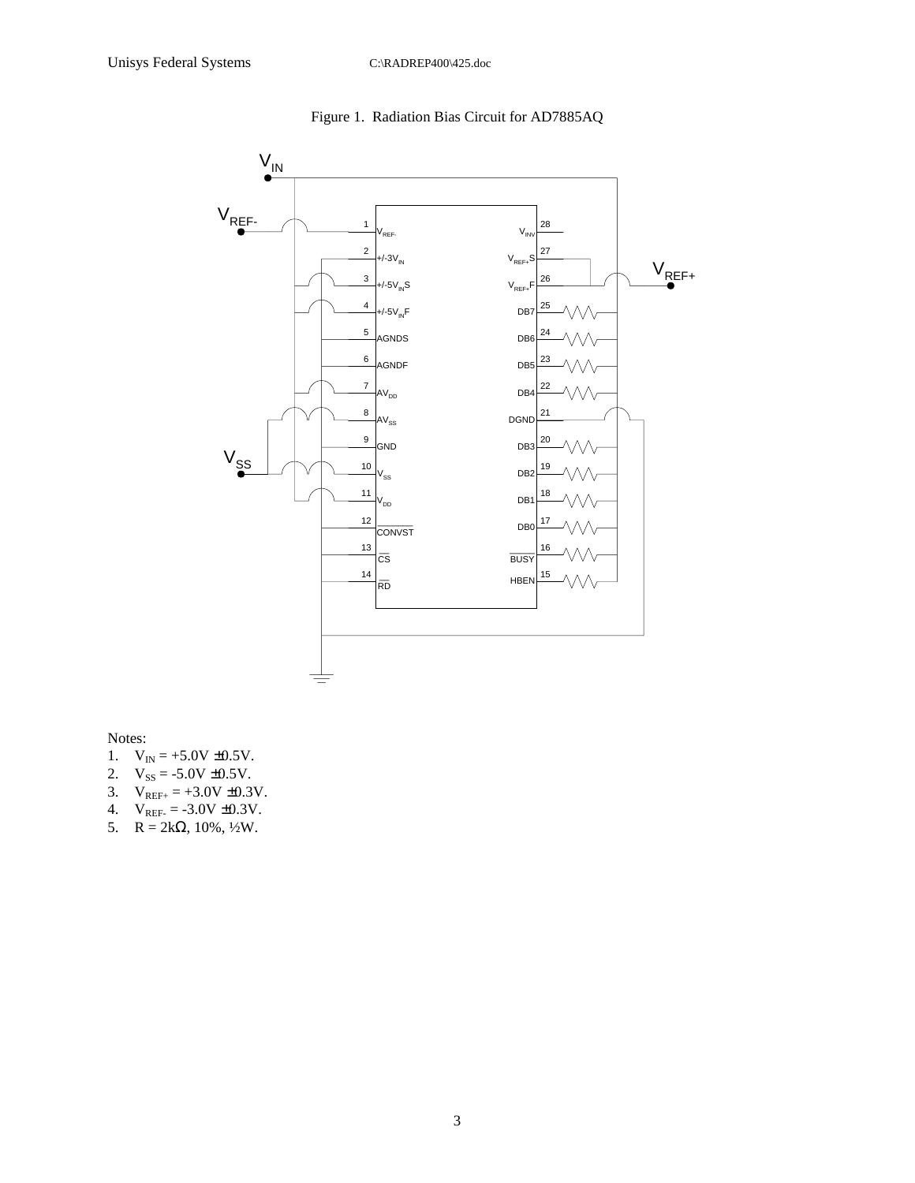Figure 1. Radiation Bias Circuit for AD7885AQ

Notes:

1. $V_{IN}$ = +5.0V ±0.5V.
2. $V_{SS}$ = -5.0V ±0.5V.
3. $V_{REF+}$ = +3.0V ±0.3V.
4. $V_{REF-}$ = -3.0V ±0.3V.
5. R = 2kΩ, 10%, ½W.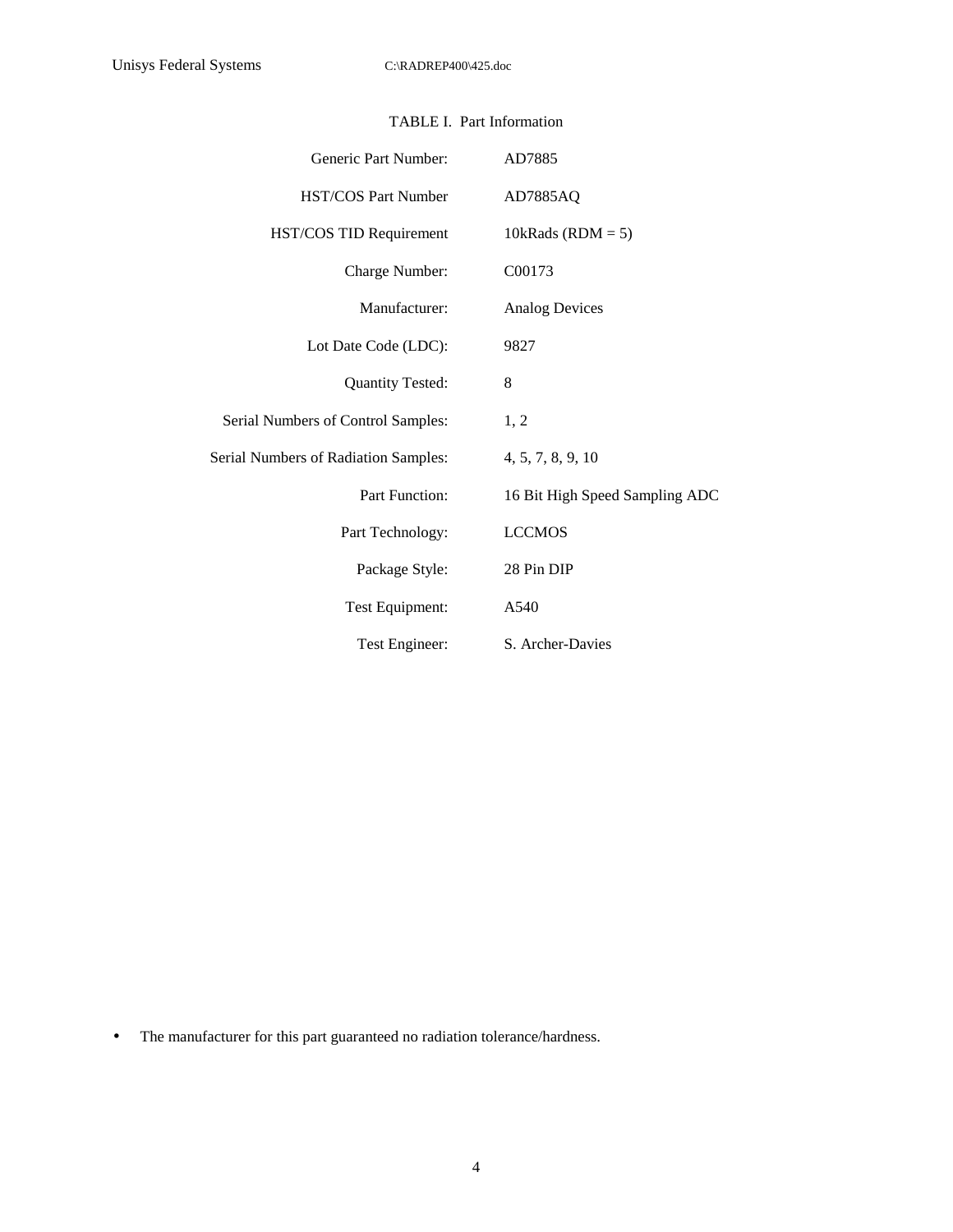TABLE I. Part Information

| | |
|---|---|
| Generic Part Number: | AD7885 |
| HST/COS Part Number | AD7885AQ |
| HST/COS TID Requirement | 10kRads (RDM = 5) |
| Charge Number: | C00173 |
| Manufacturer: | Analog Devices |
| Lot Date Code (LDC): | 9827 |
| Quantity Tested: | 8 |
| Serial Numbers of Control Samples: | 1, 2 |
| Serial Numbers of Radiation Samples: | 4, 5, 7, 8, 9, 10 |
| Part Function: | 16 Bit High Speed Sampling ADC |
| Part Technology: | LCCMOS |
| Package Style: | 28 Pin DIP |
| Test Equipment: | A540 |
| Test Engineer: | S. Archer-Davies |

- The manufacturer for this part guaranteed no radiation tolerance/hardness.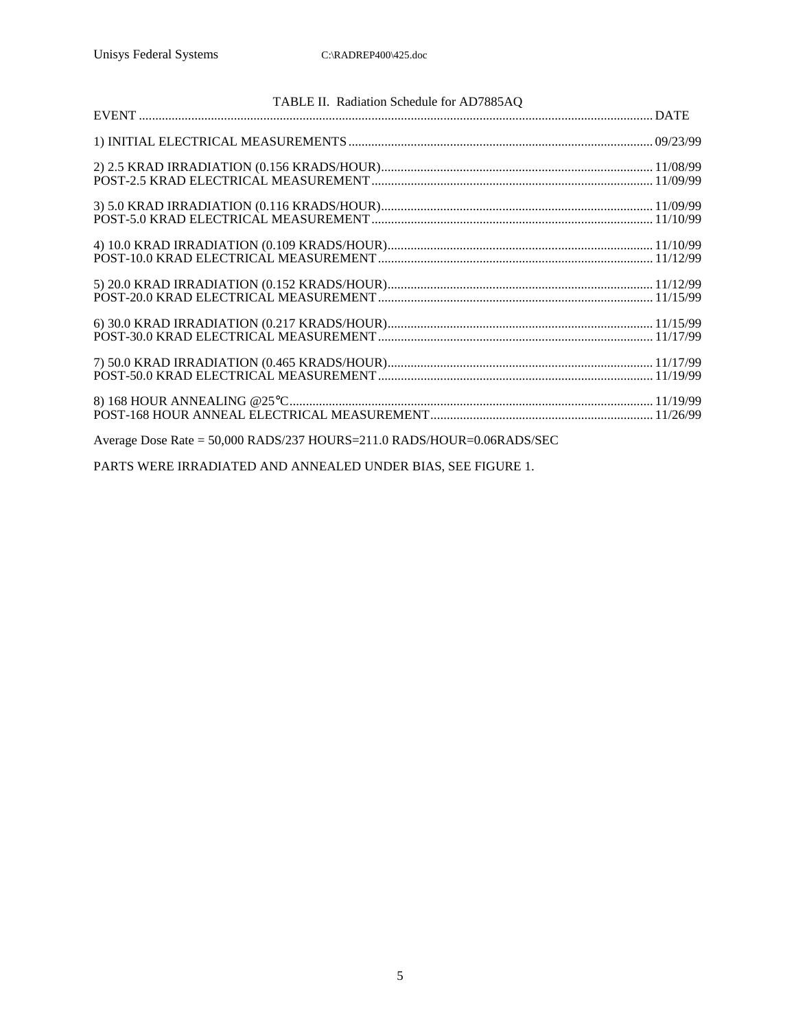TABLE II. Radiation Schedule for AD7885AQ

| EVENT | DATE |
|---|---|
| 1) INITIAL ELECTRICAL MEASUREMENTS | 09/23/99 |
| 2) 2.5 KRAD IRRADIATION (0.156 KRADS/HOUR) | 11/08/99 |
| POST-2.5 KRAD ELECTRICAL MEASUREMENT | 11/09/99 |
| 3) 5.0 KRAD IRRADIATION (0.116 KRADS/HOUR) | 11/09/99 |
| POST-5.0 KRAD ELECTRICAL MEASUREMENT | 11/10/99 |
| 4) 10.0 KRAD IRRADIATION (0.109 KRADS/HOUR) | 11/10/99 |
| POST-10.0 KRAD ELECTRICAL MEASUREMENT | 11/12/99 |
| 5) 20.0 KRAD IRRADIATION (0.152 KRADS/HOUR) | 11/12/99 |
| POST-20.0 KRAD ELECTRICAL MEASUREMENT | 11/15/99 |
| 6) 30.0 KRAD IRRADIATION (0.217 KRADS/HOUR) | 11/15/99 |
| POST-30.0 KRAD ELECTRICAL MEASUREMENT | 11/17/99 |
| 7) 50.0 KRAD IRRADIATION (0.465 KRADS/HOUR) | 11/17/99 |
| POST-50.0 KRAD ELECTRICAL MEASUREMENT | 11/19/99 |
| 8) 168 HOUR ANNEALING @25°C | 11/19/99 |
| POST-168 HOUR ANNEAL ELECTRICAL MEASUREMENT | 11/26/99 |

Average Dose Rate = 50,000 RADS/237 HOURS=211.0 RADS/HOUR=0.06RADS/SEC

PARTS WERE IRRADIATED AND ANNEALED UNDER BIAS, SEE FIGURE 1.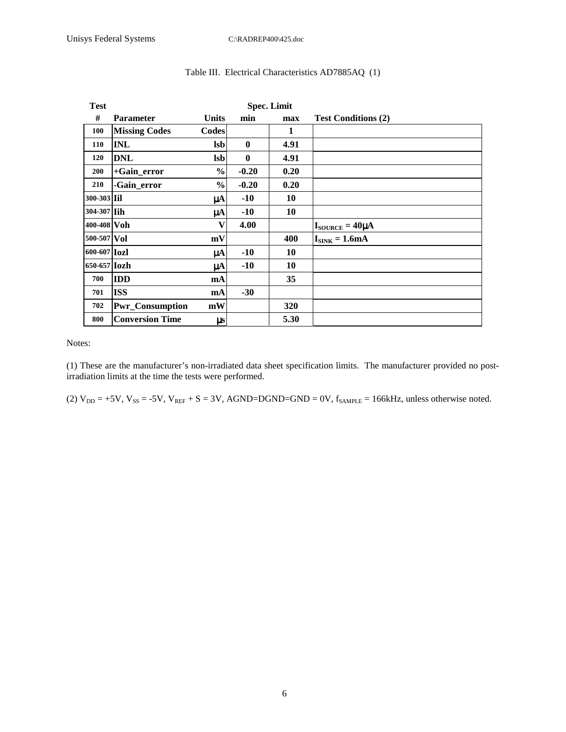Table III. Electrical Characteristics AD7885AQ (1)

| Test # | Parameter | Units | Spec. Limit min | Spec. Limit max | Test Conditions (2) |
|---|---|---|---|---|---|
| 100 | Missing Codes | Codes | | 1 | |
| 110 | INL | lsb | 0 | 4.91 | |
| 120 | DNL | lsb | 0 | 4.91 | |
| 200 | +Gain_error | % | -0.20 | 0.20 | |
| 210 | -Gain_error | % | -0.20 | 0.20 | |
| 300-303 | Iil | μA | -10 | 10 | |
| 304-307 | Iih | μA | -10 | 10 | |
| 400-408 | Voh | V | 4.00 | | $I_{SOURCE}$ = 40μA |
| 500-507 | Vol | mV | | 400 | $I_{SINK}$ = 1.6mA |
| 600-607 | Iozl | μA | -10 | 10 | |
| 650-657 | Iozh | μA | -10 | 10 | |
| 700 | IDD | mA | | 35 | |
| 701 | ISS | mA | -30 | | |
| 702 | Pwr_Consumption | mW | | 320 | |
| 800 | Conversion Time | μs | | 5.30 | |

Notes:

(1) These are the manufacturer's non-irradiated data sheet specification limits. The manufacturer provided no post-irradiation limits at the time the tests were performed.

(2) $V_{DD}$ = +5V, $V_{SS}$ = -5V, $V_{REF}$ + S = 3V, AGND=DGND=GND = 0V, $f_{SAMPLE}$ = 166kHz, unless otherwise noted.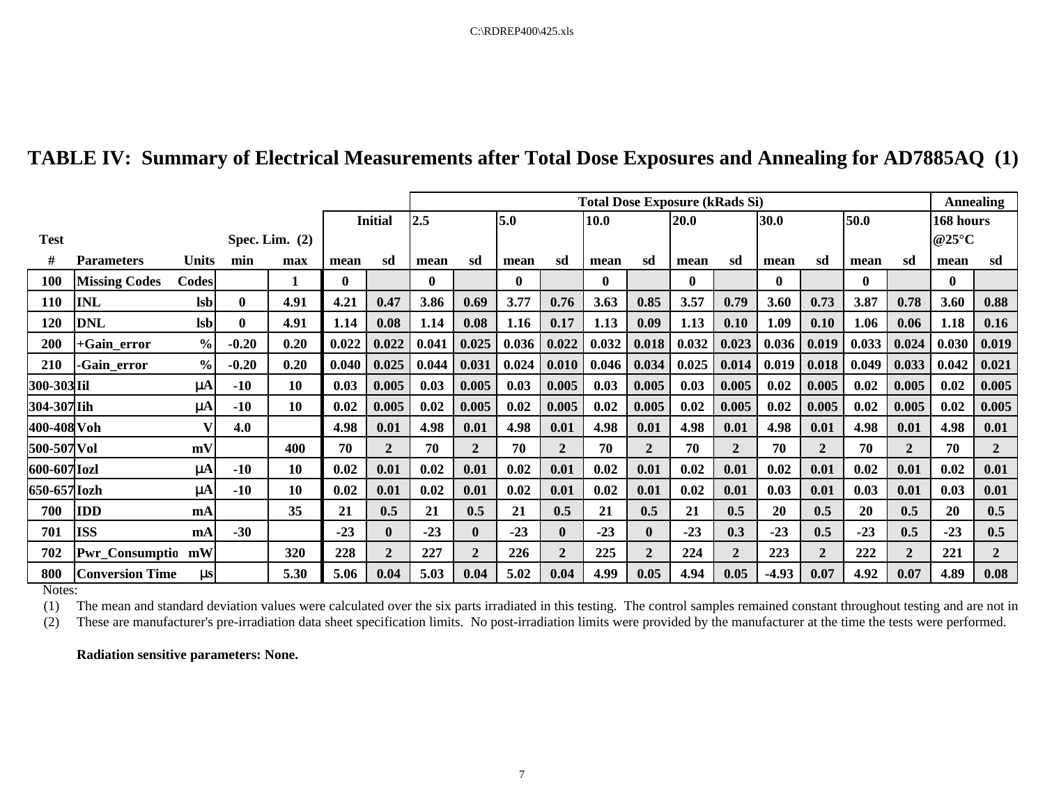# TABLE IV: Summary of Electrical Measurements after Total Dose Exposures and Annealing for AD7885AQ (1)

| Test # | Parameters | Units | Spec. Lim. (2) min | Spec. Lim. (2) max | Initial mean | Initial sd | 2.5 mean | 2.5 sd | 5.0 mean | 5.0 sd | 10.0 mean | 10.0 sd | 20.0 mean | 20.0 sd | 30.0 mean | 30.0 sd | 50.0 mean | 50.0 sd | Annealing 168 hours @25°C mean | Annealing 168 hours @25°C sd |
|---|---|---|---|---|---|---|---|---|---|---|---|---|---|---|---|---|---|---|---|---|
| | | | | | | | **Total Dose Exposure (kRads Si)** | | | | | | | | | | | | | |
| 100 | Missing Codes | Codes | | 1 | 0 | | 0 | | 0 | | 0 | | 0 | | 0 | | 0 | | 0 | |
| 110 | INL | lsb | 0 | 4.91 | 4.21 | 0.47 | 3.86 | 0.69 | 3.77 | 0.76 | 3.63 | 0.85 | 3.57 | 0.79 | 3.60 | 0.73 | 3.87 | 0.78 | 3.60 | 0.88 |
| 120 | DNL | lsb | 0 | 4.91 | 1.14 | 0.08 | 1.14 | 0.08 | 1.16 | 0.17 | 1.13 | 0.09 | 1.13 | 0.10 | 1.09 | 0.10 | 1.06 | 0.06 | 1.18 | 0.16 |
| 200 | +Gain_error | % | -0.20 | 0.20 | 0.022 | 0.022 | 0.041 | 0.025 | 0.036 | 0.022 | 0.032 | 0.018 | 0.032 | 0.023 | 0.036 | 0.019 | 0.033 | 0.024 | 0.030 | 0.019 |
| 210 | -Gain_error | % | -0.20 | 0.20 | 0.040 | 0.025 | 0.044 | 0.031 | 0.024 | 0.010 | 0.046 | 0.034 | 0.025 | 0.014 | 0.019 | 0.018 | 0.049 | 0.033 | 0.042 | 0.021 |
| 300-303 | Iil | µA | -10 | 10 | 0.03 | 0.005 | 0.03 | 0.005 | 0.03 | 0.005 | 0.03 | 0.005 | 0.03 | 0.005 | 0.02 | 0.005 | 0.02 | 0.005 | 0.02 | 0.005 |
| 304-307 | Iih | µA | -10 | 10 | 0.02 | 0.005 | 0.02 | 0.005 | 0.02 | 0.005 | 0.02 | 0.005 | 0.02 | 0.005 | 0.02 | 0.005 | 0.02 | 0.005 | 0.02 | 0.005 |
| 400-408 | Voh | V | 4.0 | | 4.98 | 0.01 | 4.98 | 0.01 | 4.98 | 0.01 | 4.98 | 0.01 | 4.98 | 0.01 | 4.98 | 0.01 | 4.98 | 0.01 | 4.98 | 0.01 |
| 500-507 | Vol | mV | | 400 | 70 | 2 | 70 | 2 | 70 | 2 | 70 | 2 | 70 | 2 | 70 | 2 | 70 | 2 | 70 | 2 |
| 600-607 | Iozl | µA | -10 | 10 | 0.02 | 0.01 | 0.02 | 0.01 | 0.02 | 0.01 | 0.02 | 0.01 | 0.02 | 0.01 | 0.02 | 0.01 | 0.02 | 0.01 | 0.02 | 0.01 |
| 650-657 | Iozh | µA | -10 | 10 | 0.02 | 0.01 | 0.02 | 0.01 | 0.02 | 0.01 | 0.02 | 0.01 | 0.02 | 0.01 | 0.03 | 0.01 | 0.03 | 0.01 | 0.03 | 0.01 |
| 700 | IDD | mA | | 35 | 21 | 0.5 | 21 | 0.5 | 21 | 0.5 | 21 | 0.5 | 21 | 0.5 | 20 | 0.5 | 20 | 0.5 | 20 | 0.5 |
| 701 | ISS | mA | -30 | | -23 | 0 | -23 | 0 | -23 | 0 | -23 | 0 | -23 | 0.3 | -23 | 0.5 | -23 | 0.5 | -23 | 0.5 |
| 702 | Pwr_Consumptio | mW | | 320 | 228 | 2 | 227 | 2 | 226 | 2 | 225 | 2 | 224 | 2 | 223 | 2 | 222 | 2 | 221 | 2 |
| 800 | Conversion Time | µs | | 5.30 | 5.06 | 0.04 | 5.03 | 0.04 | 5.02 | 0.04 | 4.99 | 0.05 | 4.94 | 0.05 | -4.93 | 0.07 | 4.92 | 0.07 | 4.89 | 0.08 |

Notes:

(1) The mean and standard deviation values were calculated over the six parts irradiated in this testing. The control samples remained constant throughout testing and are not in

(2) These are manufacturer's pre-irradiation data sheet specification limits. No post-irradiation limits were provided by the manufacturer at the time the tests were performed.

**Radiation sensitive parameters: None.**